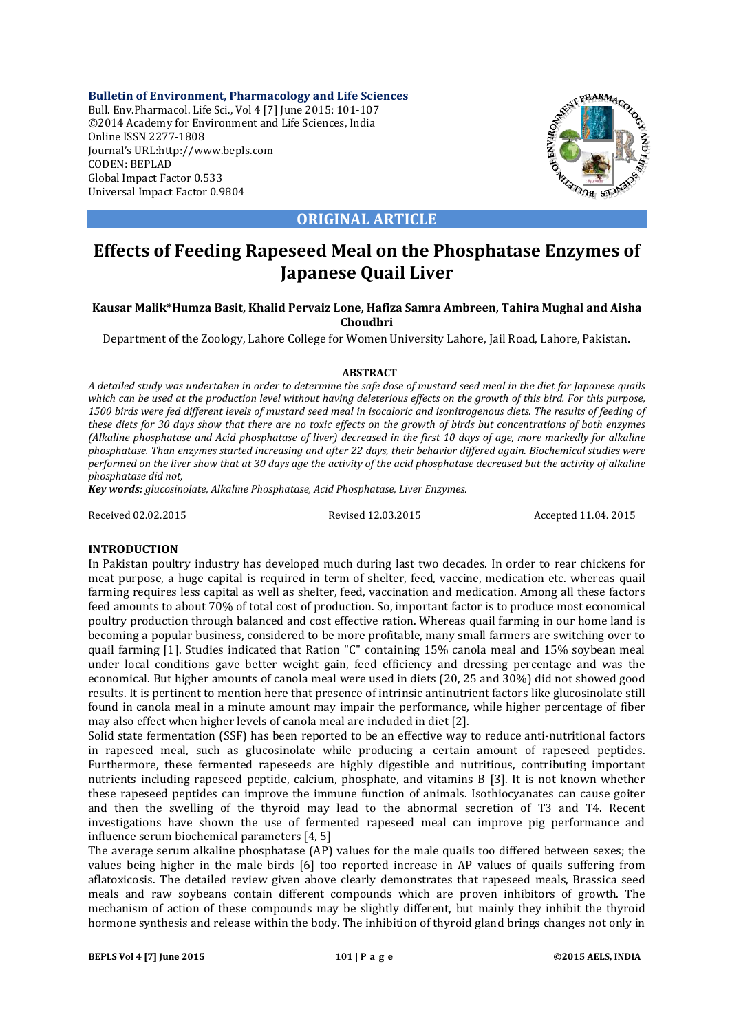**Bulletin of Environment, Pharmacology and Life Sciences**
Bull. Env.Pharmacol. Life Sci., Vol 4 [7] June 2015: 101-107
©2014 Academy for Environment and Life Sciences, India
Online ISSN 2277-1808
Journal's URL:http://www.bepls.com
CODEN: BEPLAD
Global Impact Factor 0.533
Universal Impact Factor 0.9804

**ORIGINAL ARTICLE**

# Effects of Feeding Rapeseed Meal on the Phosphatase Enzymes of Japanese Quail Liver

**Kausar Malik*Humza Basit, Khalid Pervaiz Lone, Hafiza Samra Ambreen, Tahira Mughal and Aisha Choudhri**

Department of the Zoology, Lahore College for Women University Lahore, Jail Road, Lahore, Pakistan.

**ABSTRACT**

*A detailed study was undertaken in order to determine the safe dose of mustard seed meal in the diet for Japanese quails which can be used at the production level without having deleterious effects on the growth of this bird. For this purpose, 1500 birds were fed different levels of mustard seed meal in isocaloric and isonitrogenous diets. The results of feeding of these diets for 30 days show that there are no toxic effects on the growth of birds but concentrations of both enzymes (Alkaline phosphatase and Acid phosphatase of liver) decreased in the first 10 days of age, more markedly for alkaline phosphatase. Than enzymes started increasing and after 22 days, their behavior differed again. Biochemical studies were performed on the liver show that at 30 days age the activity of the acid phosphatase decreased but the activity of alkaline phosphatase did not,*

***Key words:*** *glucosinolate, Alkaline Phosphatase, Acid Phosphatase, Liver Enzymes.*

Received 02.02.2015 Revised 12.03.2015 Accepted 11.04. 2015

## INTRODUCTION

In Pakistan poultry industry has developed much during last two decades. In order to rear chickens for meat purpose, a huge capital is required in term of shelter, feed, vaccine, medication etc. whereas quail farming requires less capital as well as shelter, feed, vaccination and medication. Among all these factors feed amounts to about 70% of total cost of production. So, important factor is to produce most economical poultry production through balanced and cost effective ration. Whereas quail farming in our home land is becoming a popular business, considered to be more profitable, many small farmers are switching over to quail farming [1]. Studies indicated that Ration "C" containing 15% canola meal and 15% soybean meal under local conditions gave better weight gain, feed efficiency and dressing percentage and was the economical. But higher amounts of canola meal were used in diets (20, 25 and 30%) did not showed good results. It is pertinent to mention here that presence of intrinsic antinutrient factors like glucosinolate still found in canola meal in a minute amount may impair the performance, while higher percentage of fiber may also effect when higher levels of canola meal are included in diet [2].

Solid state fermentation (SSF) has been reported to be an effective way to reduce anti-nutritional factors in rapeseed meal, such as glucosinolate while producing a certain amount of rapeseed peptides. Furthermore, these fermented rapeseeds are highly digestible and nutritious, contributing important nutrients including rapeseed peptide, calcium, phosphate, and vitamins B [3]. It is not known whether these rapeseed peptides can improve the immune function of animals. Isothiocyanates can cause goiter and then the swelling of the thyroid may lead to the abnormal secretion of T3 and T4. Recent investigations have shown the use of fermented rapeseed meal can improve pig performance and influence serum biochemical parameters [4, 5]

The average serum alkaline phosphatase (AP) values for the male quails too differed between sexes; the values being higher in the male birds [6] too reported increase in AP values of quails suffering from aflatoxicosis. The detailed review given above clearly demonstrates that rapeseed meals, Brassica seed meals and raw soybeans contain different compounds which are proven inhibitors of growth. The mechanism of action of these compounds may be slightly different, but mainly they inhibit the thyroid hormone synthesis and release within the body. The inhibition of thyroid gland brings changes not only in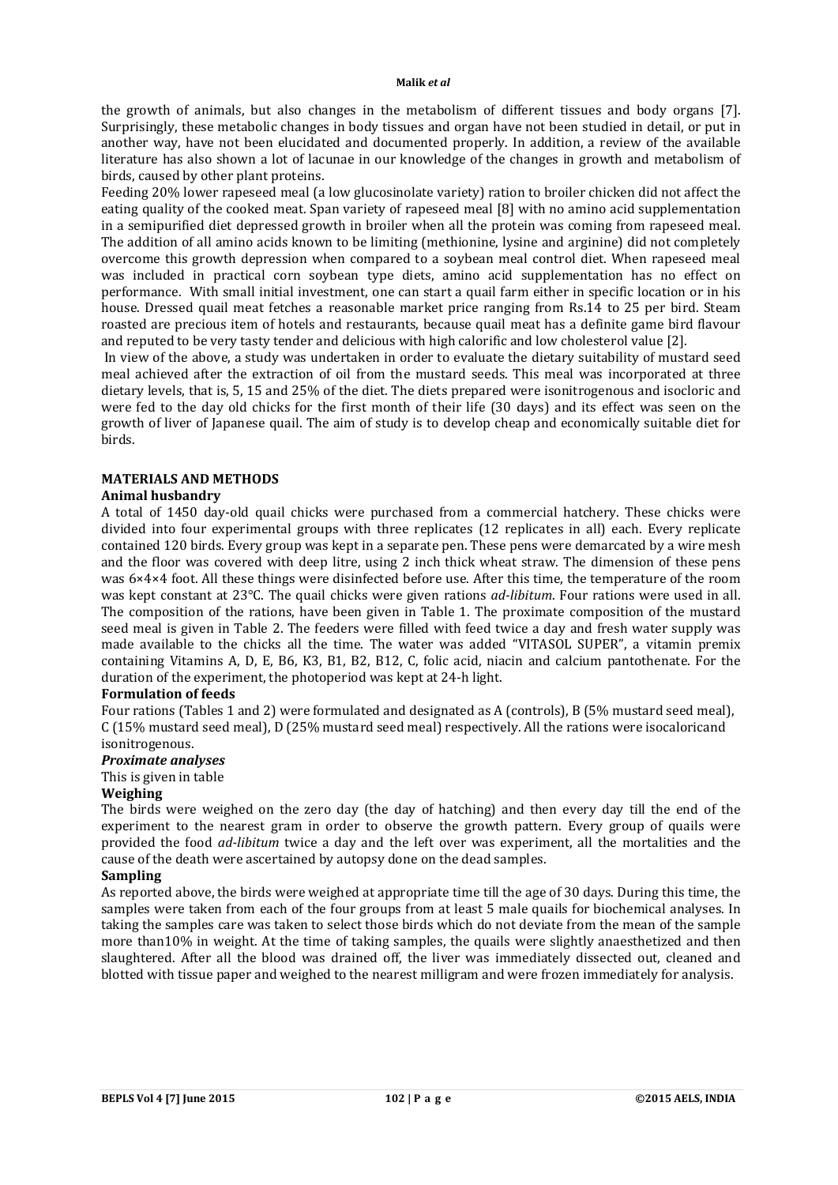the growth of animals, but also changes in the metabolism of different tissues and body organs [7]. Surprisingly, these metabolic changes in body tissues and organ have not been studied in detail, or put in another way, have not been elucidated and documented properly. In addition, a review of the available literature has also shown a lot of lacunae in our knowledge of the changes in growth and metabolism of birds, caused by other plant proteins.

Feeding 20% lower rapeseed meal (a low glucosinolate variety) ration to broiler chicken did not affect the eating quality of the cooked meat. Span variety of rapeseed meal [8] with no amino acid supplementation in a semipurified diet depressed growth in broiler when all the protein was coming from rapeseed meal. The addition of all amino acids known to be limiting (methionine, lysine and arginine) did not completely overcome this growth depression when compared to a soybean meal control diet. When rapeseed meal was included in practical corn soybean type diets, amino acid supplementation has no effect on performance. With small initial investment, one can start a quail farm either in specific location or in his house. Dressed quail meat fetches a reasonable market price ranging from Rs.14 to 25 per bird. Steam roasted are precious item of hotels and restaurants, because quail meat has a definite game bird flavour and reputed to be very tasty tender and delicious with high calorific and low cholesterol value [2].

In view of the above, a study was undertaken in order to evaluate the dietary suitability of mustard seed meal achieved after the extraction of oil from the mustard seeds. This meal was incorporated at three dietary levels, that is, 5, 15 and 25% of the diet. The diets prepared were isonitrogenous and isocloric and were fed to the day old chicks for the first month of their life (30 days) and its effect was seen on the growth of liver of Japanese quail. The aim of study is to develop cheap and economically suitable diet for birds.

## MATERIALS AND METHODS

### Animal husbandry

A total of 1450 day-old quail chicks were purchased from a commercial hatchery. These chicks were divided into four experimental groups with three replicates (12 replicates in all) each. Every replicate contained 120 birds. Every group was kept in a separate pen. These pens were demarcated by a wire mesh and the floor was covered with deep litre, using 2 inch thick wheat straw. The dimension of these pens was 6×4×4 foot. All these things were disinfected before use. After this time, the temperature of the room was kept constant at 23°C. The quail chicks were given rations *ad-libitum*. Four rations were used in all. The composition of the rations, have been given in Table 1. The proximate composition of the mustard seed meal is given in Table 2. The feeders were filled with feed twice a day and fresh water supply was made available to the chicks all the time. The water was added "VITASOL SUPER", a vitamin premix containing Vitamins A, D, E, B6, K3, B1, B2, B12, C, folic acid, niacin and calcium pantothenate. For the duration of the experiment, the photoperiod was kept at 24-h light.

### Formulation of feeds

Four rations (Tables 1 and 2) were formulated and designated as A (controls), B (5% mustard seed meal), C (15% mustard seed meal), D (25% mustard seed meal) respectively. All the rations were isocaloricand isonitrogenous.

#### *Proximate analyses*

This is given in table

### Weighing

The birds were weighed on the zero day (the day of hatching) and then every day till the end of the experiment to the nearest gram in order to observe the growth pattern. Every group of quails were provided the food *ad-libitum* twice a day and the left over was experiment, all the mortalities and the cause of the death were ascertained by autopsy done on the dead samples.

### Sampling

As reported above, the birds were weighed at appropriate time till the age of 30 days. During this time, the samples were taken from each of the four groups from at least 5 male quails for biochemical analyses. In taking the samples care was taken to select those birds which do not deviate from the mean of the sample more than10% in weight. At the time of taking samples, the quails were slightly anaesthetized and then slaughtered. After all the blood was drained off, the liver was immediately dissected out, cleaned and blotted with tissue paper and weighed to the nearest milligram and were frozen immediately for analysis.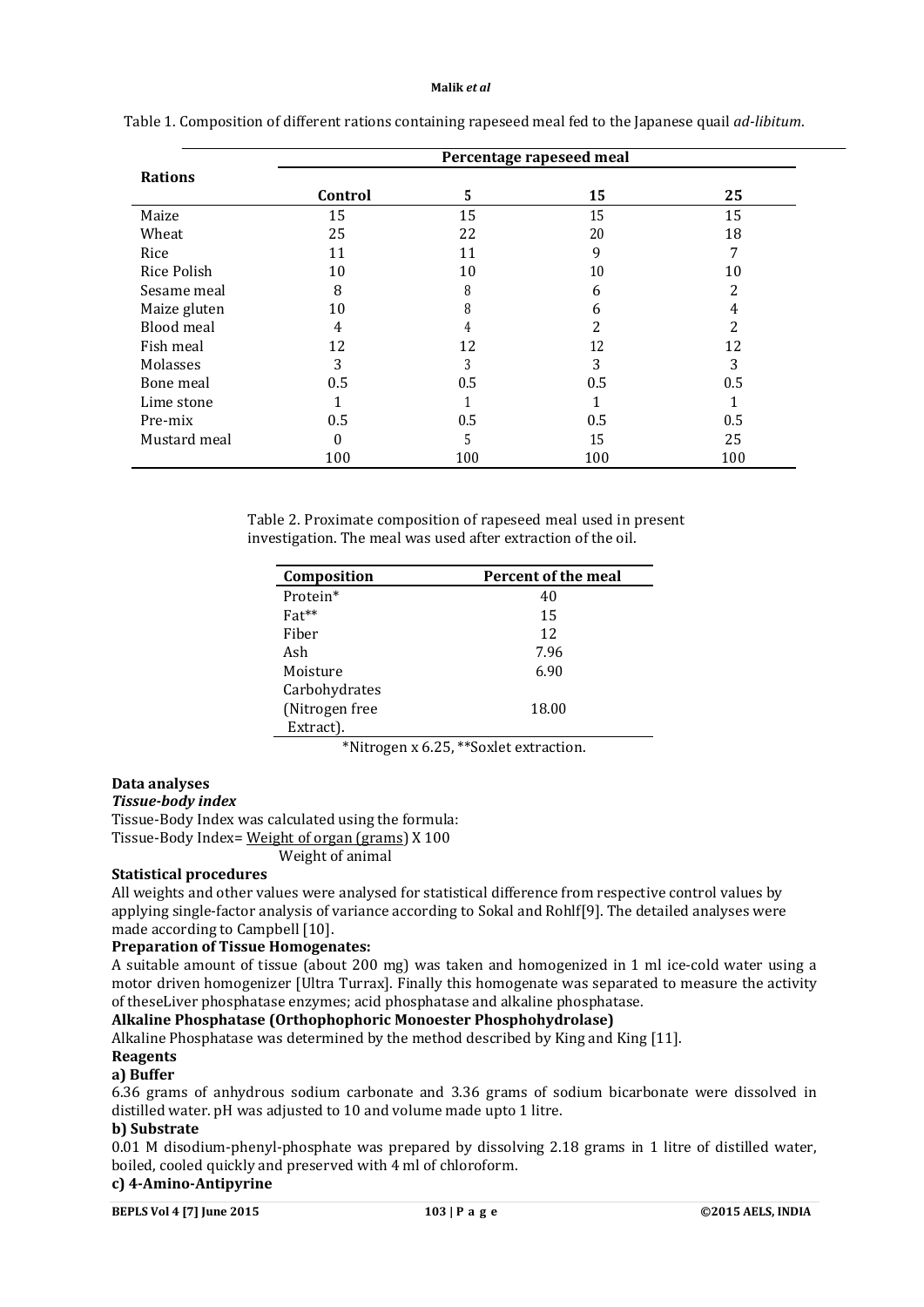Table 1. Composition of different rations containing rapeseed meal fed to the Japanese quail *ad-libitum*.

| Rations | Percentage rapeseed meal | | | |
|---|---|---|---|---|
| | **Control** | **5** | **15** | **25** |
| Maize | 15 | 15 | 15 | 15 |
| Wheat | 25 | 22 | 20 | 18 |
| Rice | 11 | 11 | 9 | 7 |
| Rice Polish | 10 | 10 | 10 | 10 |
| Sesame meal | 8 | 8 | 6 | 2 |
| Maize gluten | 10 | 8 | 6 | 4 |
| Blood meal | 4 | 4 | 2 | 2 |
| Fish meal | 12 | 12 | 12 | 12 |
| Molasses | 3 | 3 | 3 | 3 |
| Bone meal | 0.5 | 0.5 | 0.5 | 0.5 |
| Lime stone | 1 | 1 | 1 | 1 |
| Pre-mix | 0.5 | 0.5 | 0.5 | 0.5 |
| Mustard meal | 0 | 5 | 15 | 25 |
| | 100 | 100 | 100 | 100 |

Table 2. Proximate composition of rapeseed meal used in present investigation. The meal was used after extraction of the oil.

| Composition | Percent of the meal |
|---|---|
| Protein* | 40 |
| Fat** | 15 |
| Fiber | 12 |
| Ash | 7.96 |
| Moisture | 6.90 |
| Carbohydrates (Nitrogen free Extract). | 18.00 |

*Nitrogen x 6.25, **Soxlet extraction.

**Data analyses**

***Tissue-body index***

Tissue-Body Index was calculated using the formula:

$$\text{Tissue-Body Index} = \frac{\text{Weight of organ (grams)}}{\text{Weight of animal}} \times 100$$

**Statistical procedures**

All weights and other values were analysed for statistical difference from respective control values by applying single-factor analysis of variance according to Sokal and Rohlf[9]. The detailed analyses were made according to Campbell [10].

**Preparation of Tissue Homogenates:**

A suitable amount of tissue (about 200 mg) was taken and homogenized in 1 ml ice-cold water using a motor driven homogenizer [Ultra Turrax]. Finally this homogenate was separated to measure the activity of theseLiver phosphatase enzymes; acid phosphatase and alkaline phosphatase.

**Alkaline Phosphatase (Orthophophoric Monoester Phosphohydrolase)**

Alkaline Phosphatase was determined by the method described by King and King [11].

**Reagents**

**a) Buffer**

6.36 grams of anhydrous sodium carbonate and 3.36 grams of sodium bicarbonate were dissolved in distilled water. pH was adjusted to 10 and volume made upto 1 litre.

**b) Substrate**

0.01 M disodium-phenyl-phosphate was prepared by dissolving 2.18 grams in 1 litre of distilled water, boiled, cooled quickly and preserved with 4 ml of chloroform.

**c) 4-Amino-Antipyrine**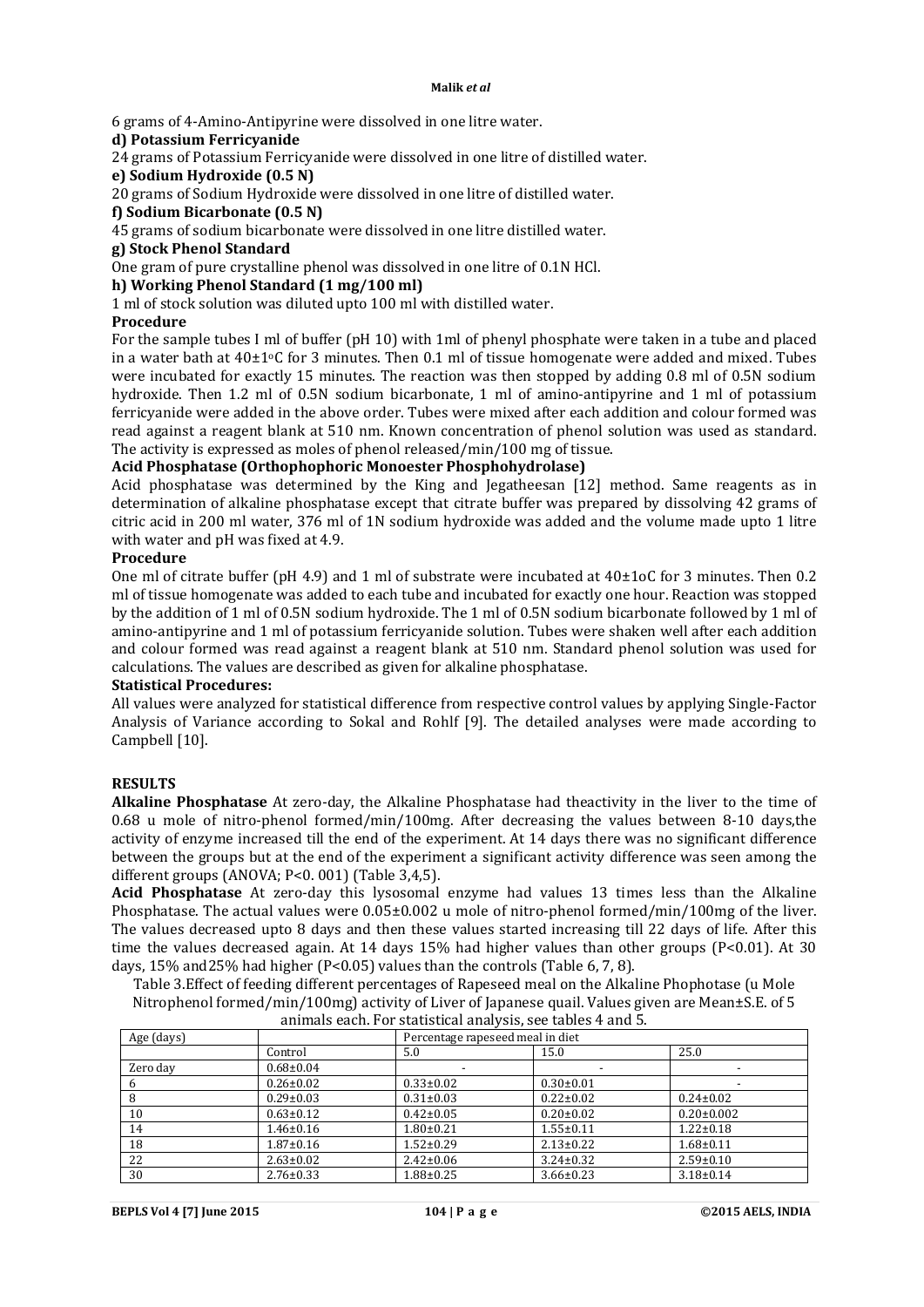6 grams of 4-Amino-Antipyrine were dissolved in one litre water.

**d) Potassium Ferricyanide**

24 grams of Potassium Ferricyanide were dissolved in one litre of distilled water.

**e) Sodium Hydroxide (0.5 N)**

20 grams of Sodium Hydroxide were dissolved in one litre of distilled water.

**f) Sodium Bicarbonate (0.5 N)**

45 grams of sodium bicarbonate were dissolved in one litre distilled water.

**g) Stock Phenol Standard**

One gram of pure crystalline phenol was dissolved in one litre of 0.1N HCl.

**h) Working Phenol Standard (1 mg/100 ml)**

1 ml of stock solution was diluted upto 100 ml with distilled water.

**Procedure**

For the sample tubes I ml of buffer (pH 10) with 1ml of phenyl phosphate were taken in a tube and placed in a water bath at 40±1°C for 3 minutes. Then 0.1 ml of tissue homogenate were added and mixed. Tubes were incubated for exactly 15 minutes. The reaction was then stopped by adding 0.8 ml of 0.5N sodium hydroxide. Then 1.2 ml of 0.5N sodium bicarbonate, 1 ml of amino-antipyrine and 1 ml of potassium ferricyanide were added in the above order. Tubes were mixed after each addition and colour formed was read against a reagent blank at 510 nm. Known concentration of phenol solution was used as standard. The activity is expressed as moles of phenol released/min/100 mg of tissue.

**Acid Phosphatase (Orthophophoric Monoester Phosphohydrolase)**

Acid phosphatase was determined by the King and Jegatheesan [12] method. Same reagents as in determination of alkaline phosphatase except that citrate buffer was prepared by dissolving 42 grams of citric acid in 200 ml water, 376 ml of 1N sodium hydroxide was added and the volume made upto 1 litre with water and pH was fixed at 4.9.

**Procedure**

One ml of citrate buffer (pH 4.9) and 1 ml of substrate were incubated at 40±1oC for 3 minutes. Then 0.2 ml of tissue homogenate was added to each tube and incubated for exactly one hour. Reaction was stopped by the addition of 1 ml of 0.5N sodium hydroxide. The 1 ml of 0.5N sodium bicarbonate followed by 1 ml of amino-antipyrine and 1 ml of potassium ferricyanide solution. Tubes were shaken well after each addition and colour formed was read against a reagent blank at 510 nm. Standard phenol solution was used for calculations. The values are described as given for alkaline phosphatase.

**Statistical Procedures:**

All values were analyzed for statistical difference from respective control values by applying Single-Factor Analysis of Variance according to Sokal and Rohlf [9]. The detailed analyses were made according to Campbell [10].

## RESULTS

**Alkaline Phosphatase** At zero-day, the Alkaline Phosphatase had theactivity in the liver to the time of 0.68 u mole of nitro-phenol formed/min/100mg. After decreasing the values between 8-10 days,the activity of enzyme increased till the end of the experiment. At 14 days there was no significant difference between the groups but at the end of the experiment a significant activity difference was seen among the different groups (ANOVA; P<0. 001) (Table 3,4,5).

**Acid Phosphatase** At zero-day this lysosomal enzyme had values 13 times less than the Alkaline Phosphatase. The actual values were 0.05±0.002 u mole of nitro-phenol formed/min/100mg of the liver. The values decreased upto 8 days and then these values started increasing till 22 days of life. After this time the values decreased again. At 14 days 15% had higher values than other groups (P<0.01). At 30 days, 15% and25% had higher (P<0.05) values than the controls (Table 6, 7, 8).

Table 3.Effect of feeding different percentages of Rapeseed meal on the Alkaline Phophotase (u Mole Nitrophenol formed/min/100mg) activity of Liver of Japanese quail. Values given are Mean±S.E. of 5 animals each. For statistical analysis, see tables 4 and 5.

| Age (days) | | Percentage rapeseed meal in diet | | |
|---|---|---|---|---|
| | Control | 5.0 | 15.0 | 25.0 |
| Zero day | 0.68±0.04 | - | - | - |
| 6 | 0.26±0.02 | 0.33±0.02 | 0.30±0.01 | - |
| 8 | 0.29±0.03 | 0.31±0.03 | 0.22±0.02 | 0.24±0.02 |
| 10 | 0.63±0.12 | 0.42±0.05 | 0.20±0.02 | 0.20±0.002 |
| 14 | 1.46±0.16 | 1.80±0.21 | 1.55±0.11 | 1.22±0.18 |
| 18 | 1.87±0.16 | 1.52±0.29 | 2.13±0.22 | 1.68±0.11 |
| 22 | 2.63±0.02 | 2.42±0.06 | 3.24±0.32 | 2.59±0.10 |
| 30 | 2.76±0.33 | 1.88±0.25 | 3.66±0.23 | 3.18±0.14 |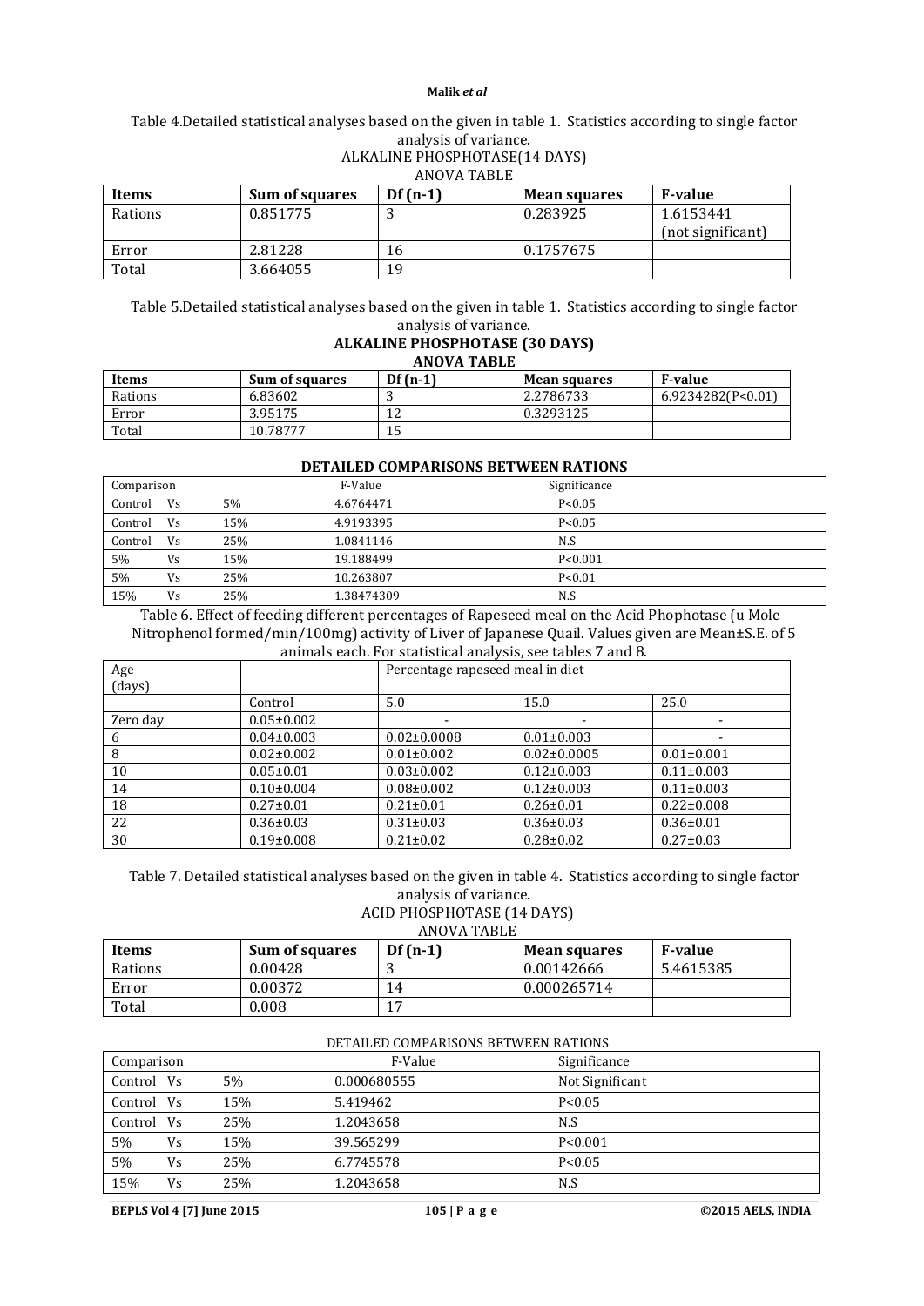Table 4.Detailed statistical analyses based on the given in table 1. Statistics according to single factor analysis of variance.

ALKALINE PHOSPHOTASE(14 DAYS)

ANOVA TABLE

| Items | Sum of squares | Df (n-1) | Mean squares | F-value |
|---|---|---|---|---|
| Rations | 0.851775 | 3 | 0.283925 | 1.6153441 (not significant) |
| Error | 2.81228 | 16 | 0.1757675 | |
| Total | 3.664055 | 19 | | |

Table 5.Detailed statistical analyses based on the given in table 1. Statistics according to single factor analysis of variance.

**ALKALINE PHOSPHOTASE (30 DAYS)**

**ANOVA TABLE**

| Items | Sum of squares | Df (n-1) | Mean squares | F-value |
|---|---|---|---|---|
| Rations | 6.83602 | 3 | 2.2786733 | 6.9234282(P<0.01) |
| Error | 3.95175 | 12 | 0.3293125 | |
| Total | 10.78777 | 15 | | |

**DETAILED COMPARISONS BETWEEN RATIONS**

| Comparison | | | F-Value | Significance |
|---|---|---|---|---|
| Control | Vs | 5% | 4.6764471 | P<0.05 |
| Control | Vs | 15% | 4.9193395 | P<0.05 |
| Control | Vs | 25% | 1.0841146 | N.S |
| 5% | Vs | 15% | 19.188499 | P<0.001 |
| 5% | Vs | 25% | 10.263807 | P<0.01 |
| 15% | Vs | 25% | 1.38474309 | N.S |

Table 6. Effect of feeding different percentages of Rapeseed meal on the Acid Phophotase (u Mole Nitrophenol formed/min/100mg) activity of Liver of Japanese Quail. Values given are Mean±S.E. of 5 animals each. For statistical analysis, see tables 7 and 8.

| Age (days) | | Percentage rapeseed meal in diet | | |
|---|---|---|---|---|
| | Control | 5.0 | 15.0 | 25.0 |
| Zero day | 0.05±0.002 | - | - | - |
| 6 | 0.04±0.003 | 0.02±0.0008 | 0.01±0.003 | - |
| 8 | 0.02±0.002 | 0.01±0.002 | 0.02±0.0005 | 0.01±0.001 |
| 10 | 0.05±0.01 | 0.03±0.002 | 0.12±0.003 | 0.11±0.003 |
| 14 | 0.10±0.004 | 0.08±0.002 | 0.12±0.003 | 0.11±0.003 |
| 18 | 0.27±0.01 | 0.21±0.01 | 0.26±0.01 | 0.22±0.008 |
| 22 | 0.36±0.03 | 0.31±0.03 | 0.36±0.03 | 0.36±0.01 |
| 30 | 0.19±0.008 | 0.21±0.02 | 0.28±0.02 | 0.27±0.03 |

Table 7. Detailed statistical analyses based on the given in table 4. Statistics according to single factor analysis of variance.

ACID PHOSPHOTASE (14 DAYS)

ANOVA TABLE

| Items | Sum of squares | Df (n-1) | Mean squares | F-value |
|---|---|---|---|---|
| Rations | 0.00428 | 3 | 0.00142666 | 5.4615385 |
| Error | 0.00372 | 14 | 0.000265714 | |
| Total | 0.008 | 17 | | |

DETAILED COMPARISONS BETWEEN RATIONS

| Comparison | | | F-Value | Significance |
|---|---|---|---|---|
| Control | Vs | 5% | 0.000680555 | Not Significant |
| Control | Vs | 15% | 5.419462 | P<0.05 |
| Control | Vs | 25% | 1.2043658 | N.S |
| 5% | Vs | 15% | 39.565299 | P<0.001 |
| 5% | Vs | 25% | 6.7745578 | P<0.05 |
| 15% | Vs | 25% | 1.2043658 | N.S |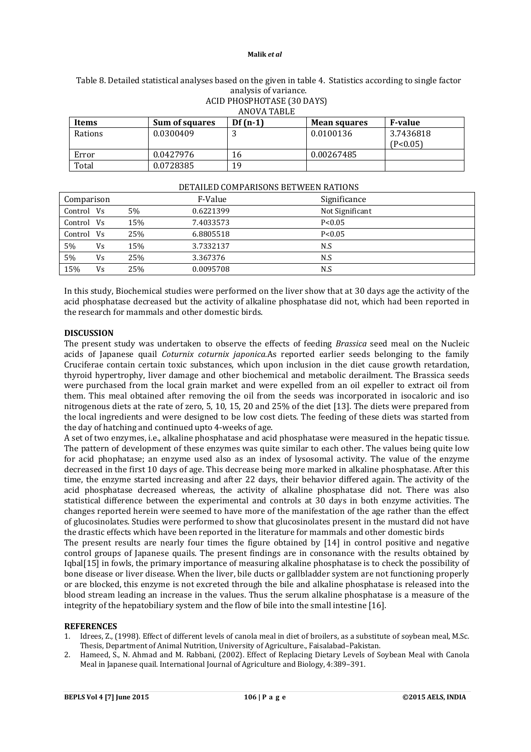Table 8. Detailed statistical analyses based on the given in table 4. Statistics according to single factor analysis of variance.

ACID PHOSPHOTASE (30 DAYS)

ANOVA TABLE

| Items | Sum of squares | Df (n-1) | Mean squares | F-value |
|---|---|---|---|---|
| Rations | 0.0300409 | 3 | 0.0100136 | 3.7436818 (P<0.05) |
| Error | 0.0427976 | 16 | 0.00267485 | |
| Total | 0.0728385 | 19 | | |

DETAILED COMPARISONS BETWEEN RATIONS

| Comparison | F-Value | Significance |
|---|---|---|
| Control Vs 5% | 0.6221399 | Not Significant |
| Control Vs 15% | 7.4033573 | P<0.05 |
| Control Vs 25% | 6.8805518 | P<0.05 |
| 5% Vs 15% | 3.7332137 | N.S |
| 5% Vs 25% | 3.367376 | N.S |
| 15% Vs 25% | 0.0095708 | N.S |

In this study, Biochemical studies were performed on the liver show that at 30 days age the activity of the acid phosphatase decreased but the activity of alkaline phosphatase did not, which had been reported in the research for mammals and other domestic birds.

## DISCUSSION

The present study was undertaken to observe the effects of feeding *Brassica* seed meal on the Nucleic acids of Japanese quail *Coturnix coturnix japonica.*As reported earlier seeds belonging to the family Cruciferae contain certain toxic substances, which upon inclusion in the diet cause growth retardation, thyroid hypertrophy, liver damage and other biochemical and metabolic derailment. The Brassica seeds were purchased from the local grain market and were expelled from an oil expeller to extract oil from them. This meal obtained after removing the oil from the seeds was incorporated in isocaloric and iso nitrogenous diets at the rate of zero, 5, 10, 15, 20 and 25% of the diet [13]. The diets were prepared from the local ingredients and were designed to be low cost diets. The feeding of these diets was started from the day of hatching and continued upto 4-weeks of age.

A set of two enzymes, i.e., alkaline phosphatase and acid phosphatase were measured in the hepatic tissue. The pattern of development of these enzymes was quite similar to each other. The values being quite low for acid phophatase; an enzyme used also as an index of lysosomal activity. The value of the enzyme decreased in the first 10 days of age. This decrease being more marked in alkaline phosphatase. After this time, the enzyme started increasing and after 22 days, their behavior differed again. The activity of the acid phosphatase decreased whereas, the activity of alkaline phosphatase did not. There was also statistical difference between the experimental and controls at 30 days in both enzyme activities. The changes reported herein were seemed to have more of the manifestation of the age rather than the effect of glucosinolates. Studies were performed to show that glucosinolates present in the mustard did not have the drastic effects which have been reported in the literature for mammals and other domestic birds

The present results are nearly four times the figure obtained by [14] in control positive and negative control groups of Japanese quails. The present findings are in consonance with the results obtained by Iqbal[15] in fowls, the primary importance of measuring alkaline phosphatase is to check the possibility of bone disease or liver disease. When the liver, bile ducts or gallbladder system are not functioning properly or are blocked, this enzyme is not excreted through the bile and alkaline phosphatase is released into the blood stream leading an increase in the values. Thus the serum alkaline phosphatase is a measure of the integrity of the hepatobiliary system and the flow of bile into the small intestine [16].

## REFERENCES

1. Idrees, Z., (1998). Effect of different levels of canola meal in diet of broilers, as a substitute of soybean meal, M.Sc. Thesis, Department of Animal Nutrition, University of Agriculture., Faisalabad–Pakistan.
2. Hameed, S., N. Ahmad and M. Rabbani, (2002). Effect of Replacing Dietary Levels of Soybean Meal with Canola Meal in Japanese quail. International Journal of Agriculture and Biology, 4:389–391.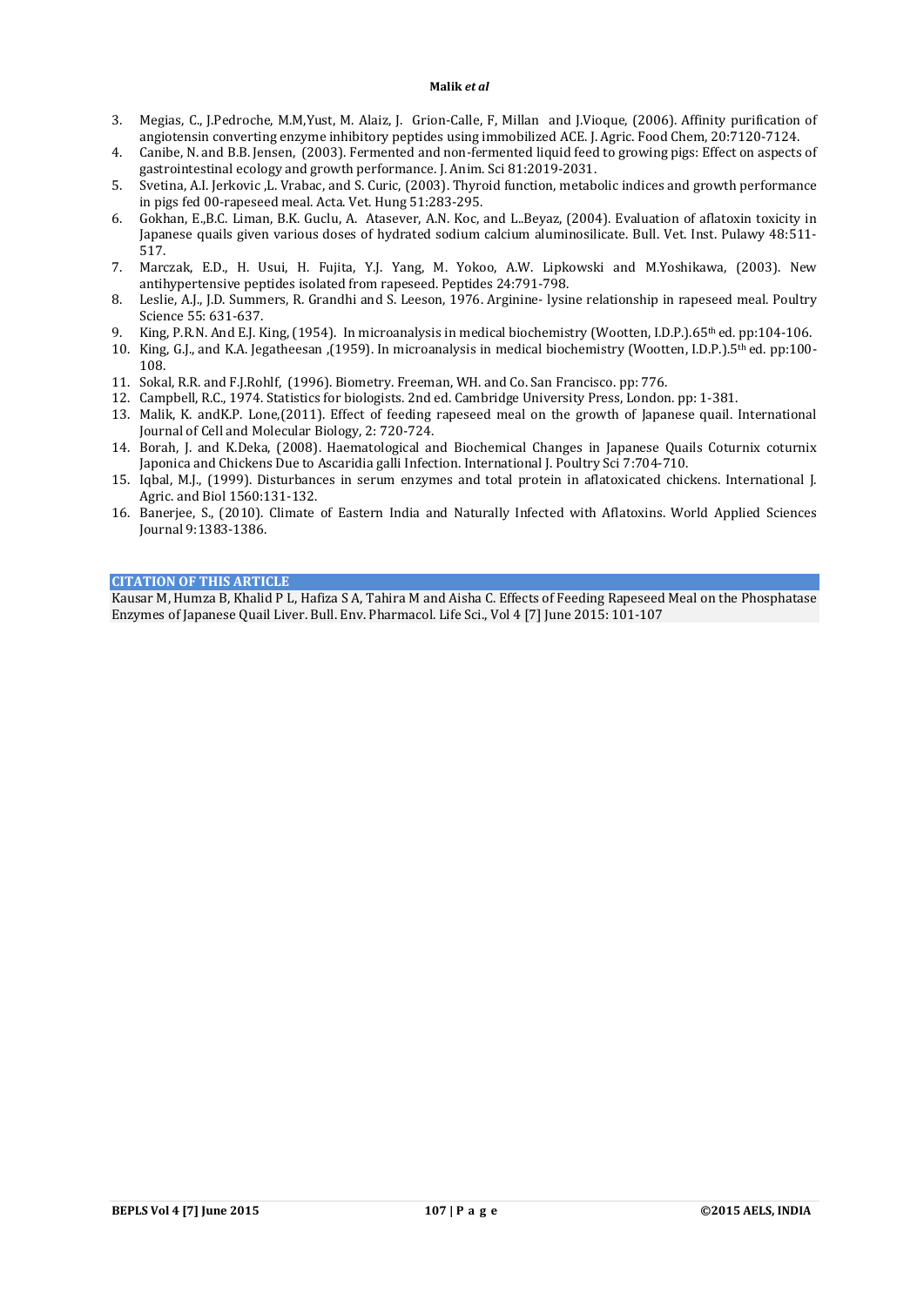3. Megias, C., J.Pedroche, M.M,Yust, M. Alaiz, J. Grion-Calle, F, Millan and J.Vioque, (2006). Affinity purification of angiotensin converting enzyme inhibitory peptides using immobilized ACE. J. Agric. Food Chem, 20:7120-7124.
4. Canibe, N. and B.B. Jensen, (2003). Fermented and non-fermented liquid feed to growing pigs: Effect on aspects of gastrointestinal ecology and growth performance. J. Anim. Sci 81:2019-2031.
5. Svetina, A.I. Jerkovic ,L. Vrabac, and S. Curic, (2003). Thyroid function, metabolic indices and growth performance in pigs fed 00-rapeseed meal. Acta. Vet. Hung 51:283-295.
6. Gokhan, E.,B.C. Liman, B.K. Guclu, A. Atasever, A.N. Koc, and L..Beyaz, (2004). Evaluation of aflatoxin toxicity in Japanese quails given various doses of hydrated sodium calcium aluminosilicate. Bull. Vet. Inst. Pulawy 48:511-517.
7. Marczak, E.D., H. Usui, H. Fujita, Y.J. Yang, M. Yokoo, A.W. Lipkowski and M.Yoshikawa, (2003). New antihypertensive peptides isolated from rapeseed. Peptides 24:791-798.
8. Leslie, A.J., J.D. Summers, R. Grandhi and S. Leeson, 1976. Arginine- lysine relationship in rapeseed meal. Poultry Science 55: 631-637.
9. King, P.R.N. And E.J. King, (1954). In microanalysis in medical biochemistry (Wootten, I.D.P.).65th ed. pp:104-106.
10. King, G.J., and K.A. Jegatheesan ,(1959). In microanalysis in medical biochemistry (Wootten, I.D.P.).5th ed. pp:100-108.
11. Sokal, R.R. and F.J.Rohlf, (1996). Biometry. Freeman, WH. and Co. San Francisco. pp: 776.
12. Campbell, R.C., 1974. Statistics for biologists. 2nd ed. Cambridge University Press, London. pp: 1-381.
13. Malik, K. andK.P. Lone,(2011). Effect of feeding rapeseed meal on the growth of Japanese quail. International Journal of Cell and Molecular Biology, 2: 720-724.
14. Borah, J. and K.Deka, (2008). Haematological and Biochemical Changes in Japanese Quails Coturnix coturnix Japonica and Chickens Due to Ascaridia galli Infection. International J. Poultry Sci 7:704-710.
15. Iqbal, M.J., (1999). Disturbances in serum enzymes and total protein in aflatoxicated chickens. International J. Agric. and Biol 1560:131-132.
16. Banerjee, S., (2010). Climate of Eastern India and Naturally Infected with Aflatoxins. World Applied Sciences Journal 9:1383-1386.

**CITATION OF THIS ARTICLE**

Kausar M, Humza B, Khalid P L, Hafiza S A, Tahira M and Aisha C. Effects of Feeding Rapeseed Meal on the Phosphatase Enzymes of Japanese Quail Liver. Bull. Env. Pharmacol. Life Sci., Vol 4 [7] June 2015: 101-107